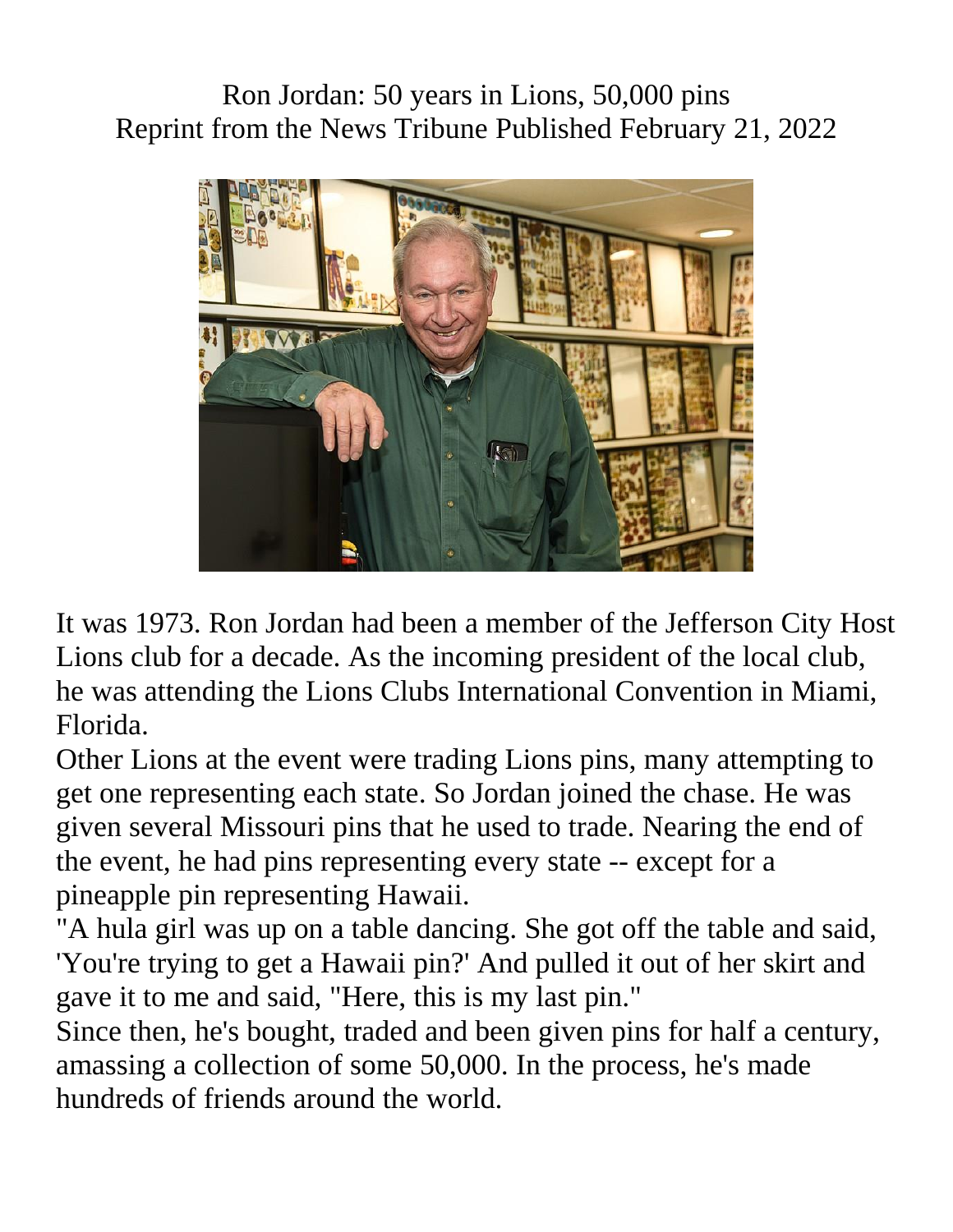# Ron Jordan: 50 years in Lions, 50,000 pins

Reprint from the News Tribune Published February 21, 2022

It was 1973. Ron Jordan had been a member of the Jefferson City Host Lions club for a decade. As the incoming president of the local club, he was attending the Lions Clubs International Convention in Miami, Florida.

Other Lions at the event were trading Lions pins, many attempting to get one representing each state. So Jordan joined the chase. He was given several Missouri pins that he used to trade. Nearing the end of the event, he had pins representing every state -- except for a pineapple pin representing Hawaii.

"A hula girl was up on a table dancing. She got off the table and said, 'You're trying to get a Hawaii pin?' And pulled it out of her skirt and gave it to me and said, "Here, this is my last pin."

Since then, he's bought, traded and been given pins for half a century, amassing a collection of some 50,000. In the process, he's made hundreds of friends around the world.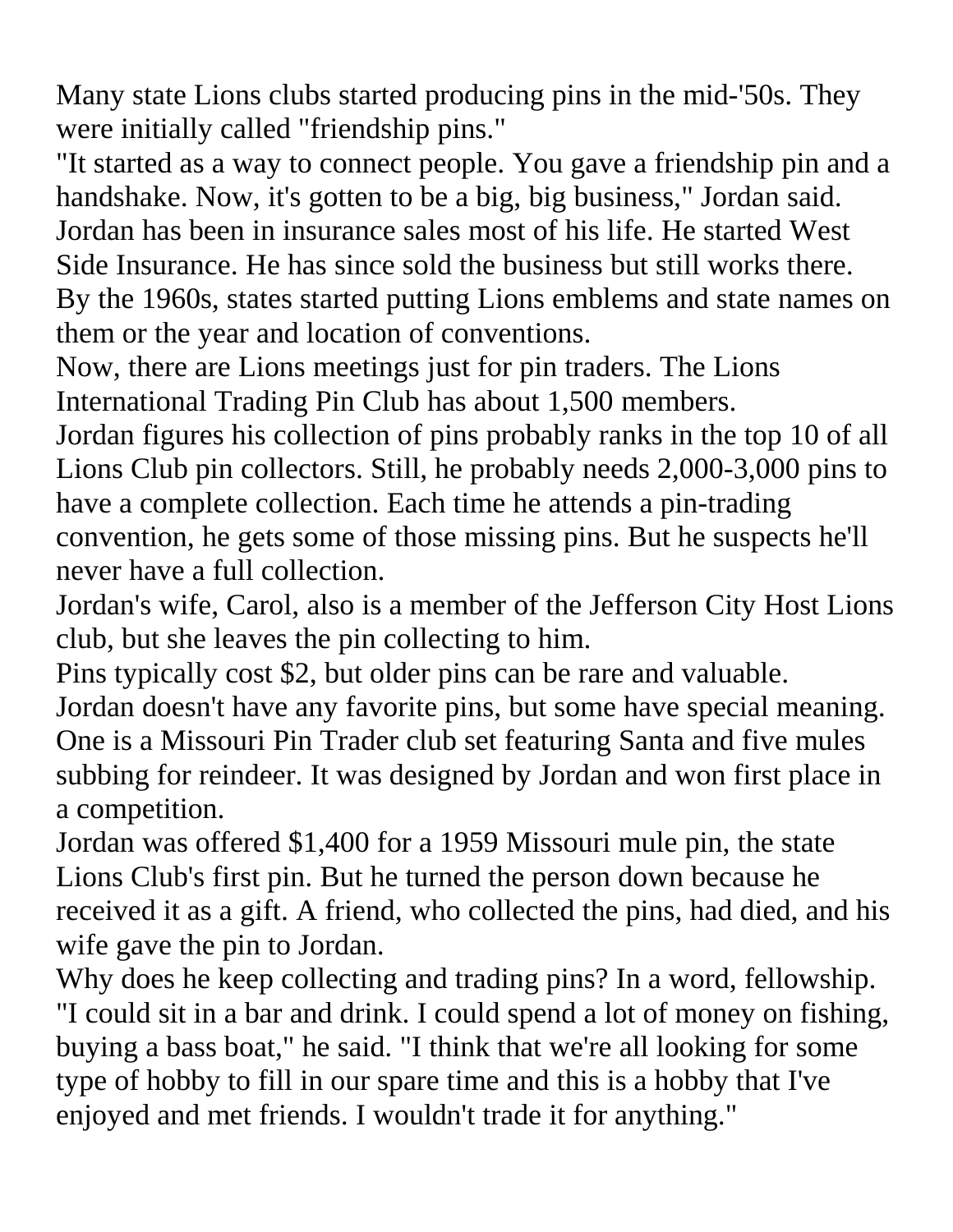Many state Lions clubs started producing pins in the mid-'50s. They were initially called "friendship pins."

"It started as a way to connect people. You gave a friendship pin and a handshake. Now, it's gotten to be a big, big business," Jordan said.

Jordan has been in insurance sales most of his life. He started West Side Insurance. He has since sold the business but still works there.

By the 1960s, states started putting Lions emblems and state names on them or the year and location of conventions.

Now, there are Lions meetings just for pin traders. The Lions International Trading Pin Club has about 1,500 members.

Jordan figures his collection of pins probably ranks in the top 10 of all Lions Club pin collectors. Still, he probably needs 2,000-3,000 pins to have a complete collection. Each time he attends a pin-trading convention, he gets some of those missing pins. But he suspects he'll never have a full collection.

Jordan's wife, Carol, also is a member of the Jefferson City Host Lions club, but she leaves the pin collecting to him.

Pins typically cost $2, but older pins can be rare and valuable.

Jordan doesn't have any favorite pins, but some have special meaning. One is a Missouri Pin Trader club set featuring Santa and five mules subbing for reindeer. It was designed by Jordan and won first place in a competition.

Jordan was offered $1,400 for a 1959 Missouri mule pin, the state Lions Club's first pin. But he turned the person down because he received it as a gift. A friend, who collected the pins, had died, and his wife gave the pin to Jordan.

Why does he keep collecting and trading pins? In a word, fellowship. "I could sit in a bar and drink. I could spend a lot of money on fishing, buying a bass boat," he said. "I think that we're all looking for some type of hobby to fill in our spare time and this is a hobby that I've enjoyed and met friends. I wouldn't trade it for anything."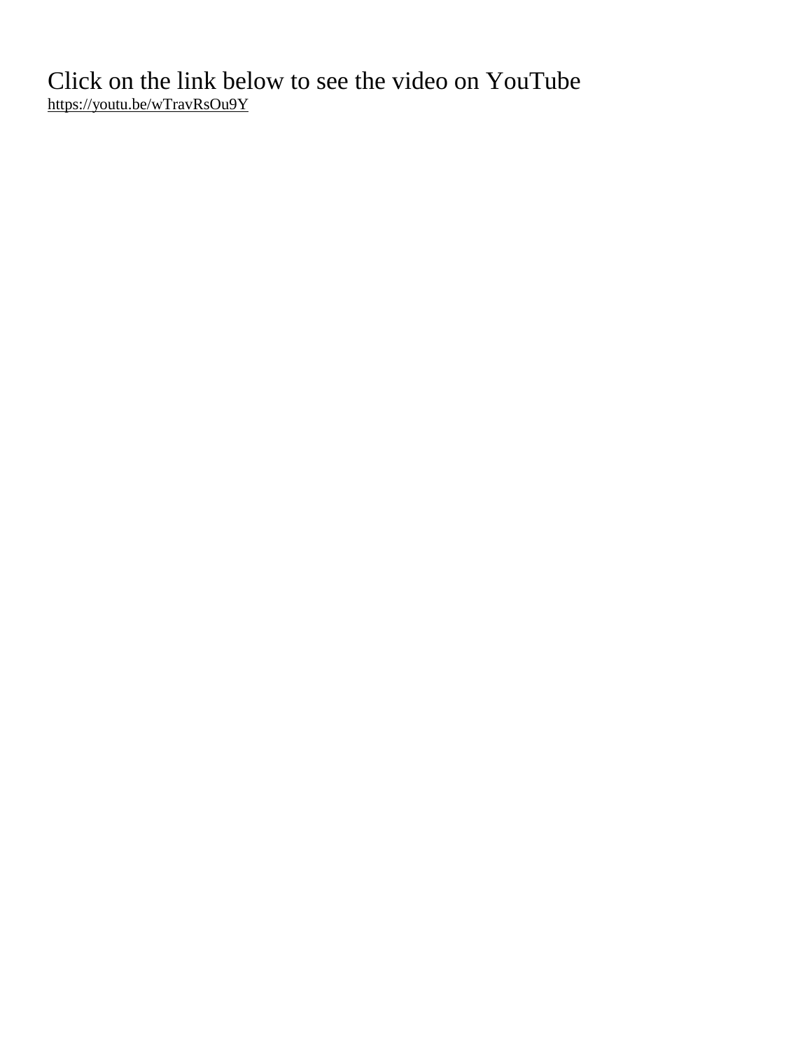Click on the link below to see the video on YouTube

https://youtu.be/wTravRsOu9Y